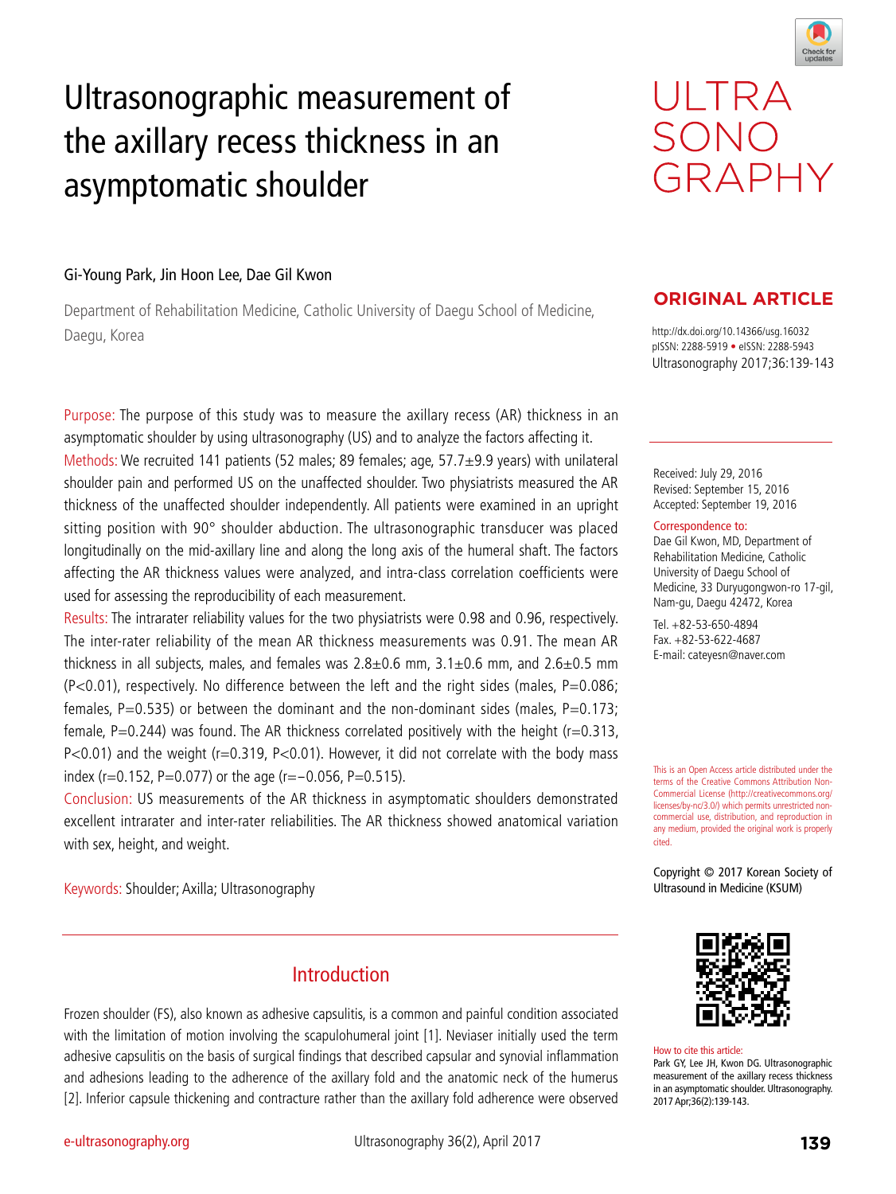# Ultrasonographic measurement of the axillary recess thickness in an asymptomatic shoulder

Gi-Young Park, Jin Hoon Lee, Dae Gil Kwon

Department of Rehabilitation Medicine, Catholic University of Daegu School of Medicine, Daegu, Korea

**ORIGINAL ARTICLE**

http://dx.doi.org/10.14366/usg.16032
pISSN: 2288-5919 • eISSN: 2288-5943
Ultrasonography 2017;36:139-143

Received: July 29, 2016
Revised: September 15, 2016
Accepted: September 19, 2016

Correspondence to:
Dae Gil Kwon, MD, Department of Rehabilitation Medicine, Catholic University of Daegu School of Medicine, 33 Duryugongwon-ro 17-gil, Nam-gu, Daegu 42472, Korea

Tel. +82-53-650-4894
Fax. +82-53-622-4687
E-mail: cateyesn@naver.com

This is an Open Access article distributed under the terms of the Creative Commons Attribution Non-Commercial License (http://creativecommons.org/licenses/by-nc/3.0/) which permits unrestricted non-commercial use, distribution, and reproduction in any medium, provided the original work is properly cited.

Copyright © 2017 Korean Society of Ultrasound in Medicine (KSUM)

How to cite this article:
Park GY, Lee JH, Kwon DG. Ultrasonographic measurement of the axillary recess thickness in an asymptomatic shoulder. Ultrasonography. 2017 Apr;36(2):139-143.

Purpose: The purpose of this study was to measure the axillary recess (AR) thickness in an asymptomatic shoulder by using ultrasonography (US) and to analyze the factors affecting it.

Methods: We recruited 141 patients (52 males; 89 females; age, 57.7±9.9 years) with unilateral shoulder pain and performed US on the unaffected shoulder. Two physiatrists measured the AR thickness of the unaffected shoulder independently. All patients were examined in an upright sitting position with 90° shoulder abduction. The ultrasonographic transducer was placed longitudinally on the mid-axillary line and along the long axis of the humeral shaft. The factors affecting the AR thickness values were analyzed, and intra-class correlation coefficients were used for assessing the reproducibility of each measurement.

Results: The intrarater reliability values for the two physiatrists were 0.98 and 0.96, respectively. The inter-rater reliability of the mean AR thickness measurements was 0.91. The mean AR thickness in all subjects, males, and females was 2.8±0.6 mm, 3.1±0.6 mm, and 2.6±0.5 mm ($P<0.01$), respectively. No difference between the left and the right sides (males, $P=0.086$; females, $P=0.535$) or between the dominant and the non-dominant sides (males, $P=0.173$; female, $P=0.244$) was found. The AR thickness correlated positively with the height ($r=0.313$, $P<0.01$) and the weight ($r=0.319$, $P<0.01$). However, it did not correlate with the body mass index ($r=0.152$, $P=0.077$) or the age ($r=-0.056$, $P=0.515$).

Conclusion: US measurements of the AR thickness in asymptomatic shoulders demonstrated excellent intrarater and inter-rater reliabilities. The AR thickness showed anatomical variation with sex, height, and weight.

Keywords: Shoulder; Axilla; Ultrasonography

## Introduction

Frozen shoulder (FS), also known as adhesive capsulitis, is a common and painful condition associated with the limitation of motion involving the scapulohumeral joint [1]. Neviaser initially used the term adhesive capsulitis on the basis of surgical findings that described capsular and synovial inflammation and adhesions leading to the adherence of the axillary fold and the anatomic neck of the humerus [2]. Inferior capsule thickening and contracture rather than the axillary fold adherence were observed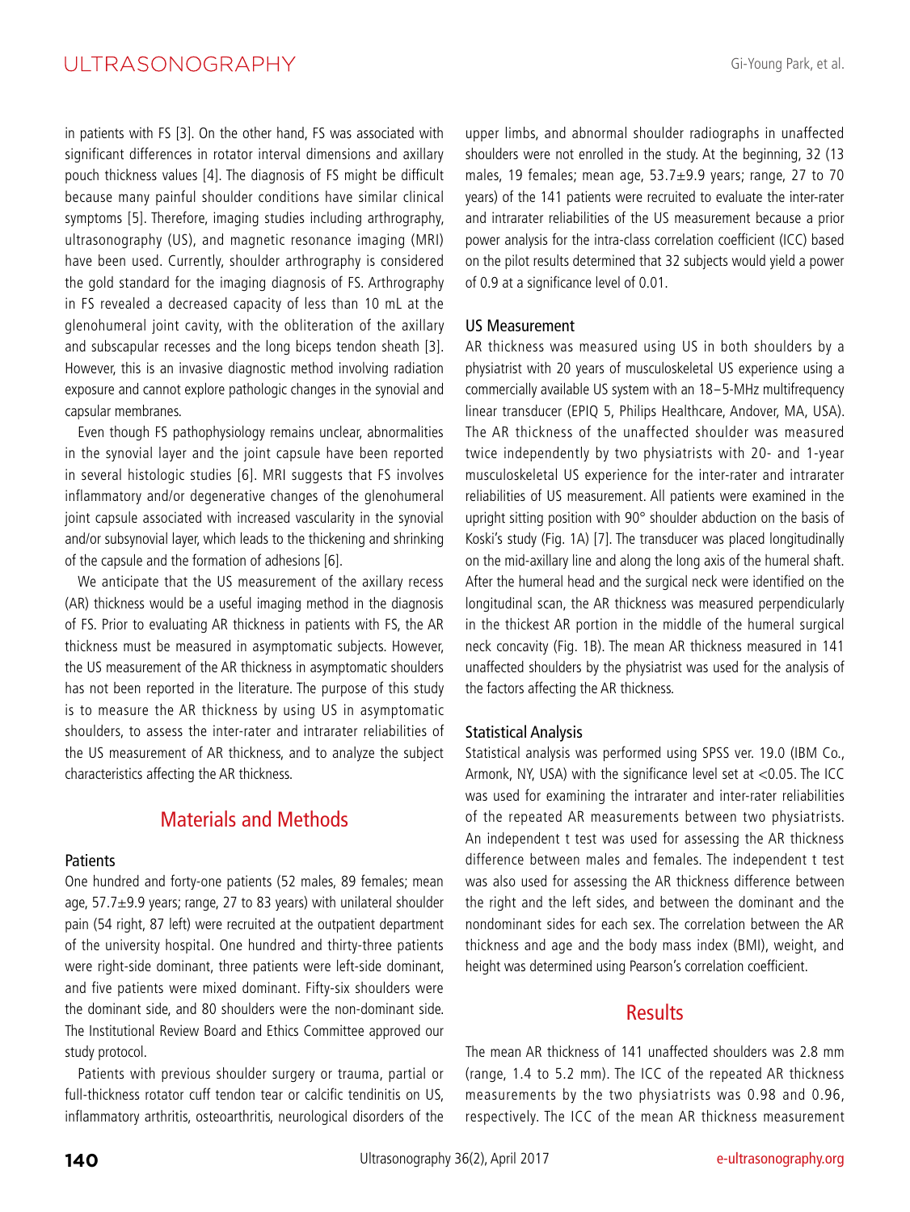in patients with FS [3]. On the other hand, FS was associated with significant differences in rotator interval dimensions and axillary pouch thickness values [4]. The diagnosis of FS might be difficult because many painful shoulder conditions have similar clinical symptoms [5]. Therefore, imaging studies including arthrography, ultrasonography (US), and magnetic resonance imaging (MRI) have been used. Currently, shoulder arthrography is considered the gold standard for the imaging diagnosis of FS. Arthrography in FS revealed a decreased capacity of less than 10 mL at the glenohumeral joint cavity, with the obliteration of the axillary and subscapular recesses and the long biceps tendon sheath [3]. However, this is an invasive diagnostic method involving radiation exposure and cannot explore pathologic changes in the synovial and capsular membranes.

Even though FS pathophysiology remains unclear, abnormalities in the synovial layer and the joint capsule have been reported in several histologic studies [6]. MRI suggests that FS involves inflammatory and/or degenerative changes of the glenohumeral joint capsule associated with increased vascularity in the synovial and/or subsynovial layer, which leads to the thickening and shrinking of the capsule and the formation of adhesions [6].

We anticipate that the US measurement of the axillary recess (AR) thickness would be a useful imaging method in the diagnosis of FS. Prior to evaluating AR thickness in patients with FS, the AR thickness must be measured in asymptomatic subjects. However, the US measurement of the AR thickness in asymptomatic shoulders has not been reported in the literature. The purpose of this study is to measure the AR thickness by using US in asymptomatic shoulders, to assess the inter-rater and intrarater reliabilities of the US measurement of AR thickness, and to analyze the subject characteristics affecting the AR thickness.

## Materials and Methods

### Patients

One hundred and forty-one patients (52 males, 89 females; mean age, 57.7±9.9 years; range, 27 to 83 years) with unilateral shoulder pain (54 right, 87 left) were recruited at the outpatient department of the university hospital. One hundred and thirty-three patients were right-side dominant, three patients were left-side dominant, and five patients were mixed dominant. Fifty-six shoulders were the dominant side, and 80 shoulders were the non-dominant side. The Institutional Review Board and Ethics Committee approved our study protocol.

Patients with previous shoulder surgery or trauma, partial or full-thickness rotator cuff tendon tear or calcific tendinitis on US, inflammatory arthritis, osteoarthritis, neurological disorders of the upper limbs, and abnormal shoulder radiographs in unaffected shoulders were not enrolled in the study. At the beginning, 32 (13 males, 19 females; mean age, 53.7±9.9 years; range, 27 to 70 years) of the 141 patients were recruited to evaluate the inter-rater and intrarater reliabilities of the US measurement because a prior power analysis for the intra-class correlation coefficient (ICC) based on the pilot results determined that 32 subjects would yield a power of 0.9 at a significance level of 0.01.

### US Measurement

AR thickness was measured using US in both shoulders by a physiatrist with 20 years of musculoskeletal US experience using a commercially available US system with an 18–5-MHz multifrequency linear transducer (EPIQ 5, Philips Healthcare, Andover, MA, USA). The AR thickness of the unaffected shoulder was measured twice independently by two physiatrists with 20- and 1-year musculoskeletal US experience for the inter-rater and intrarater reliabilities of US measurement. All patients were examined in the upright sitting position with 90° shoulder abduction on the basis of Koski's study (Fig. 1A) [7]. The transducer was placed longitudinally on the mid-axillary line and along the long axis of the humeral shaft. After the humeral head and the surgical neck were identified on the longitudinal scan, the AR thickness was measured perpendicularly in the thickest AR portion in the middle of the humeral surgical neck concavity (Fig. 1B). The mean AR thickness measured in 141 unaffected shoulders by the physiatrist was used for the analysis of the factors affecting the AR thickness.

### Statistical Analysis

Statistical analysis was performed using SPSS ver. 19.0 (IBM Co., Armonk, NY, USA) with the significance level set at <0.05. The ICC was used for examining the intrarater and inter-rater reliabilities of the repeated AR measurements between two physiatrists. An independent t test was used for assessing the AR thickness difference between males and females. The independent t test was also used for assessing the AR thickness difference between the right and the left sides, and between the dominant and the nondominant sides for each sex. The correlation between the AR thickness and age and the body mass index (BMI), weight, and height was determined using Pearson's correlation coefficient.

## Results

The mean AR thickness of 141 unaffected shoulders was 2.8 mm (range, 1.4 to 5.2 mm). The ICC of the repeated AR thickness measurements by the two physiatrists was 0.98 and 0.96, respectively. The ICC of the mean AR thickness measurement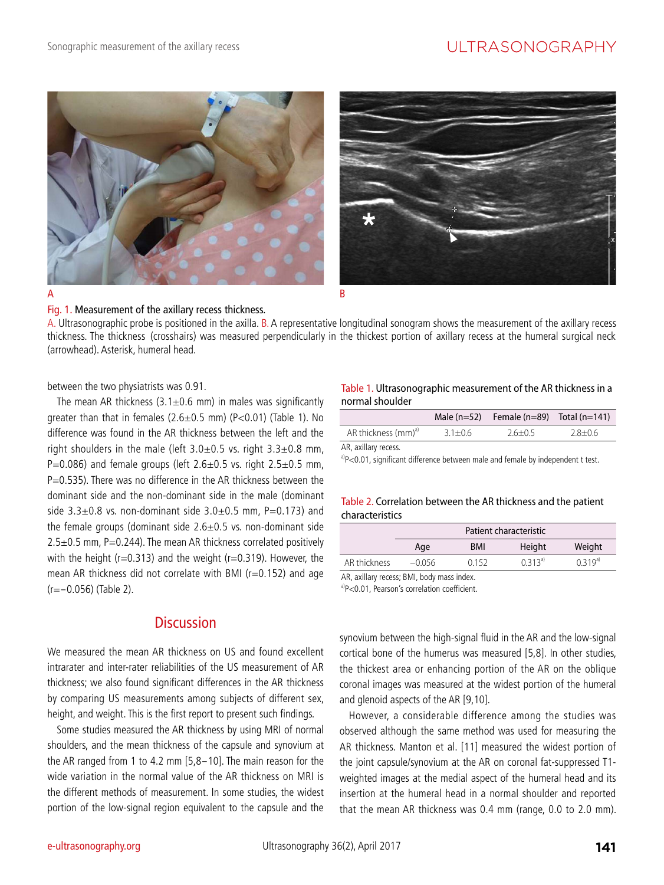Fig. 1. Measurement of the axillary recess thickness.

A. Ultrasonographic probe is positioned in the axilla. B. A representative longitudinal sonogram shows the measurement of the axillary recess thickness. The thickness (crosshairs) was measured perpendicularly in the thickest portion of axillary recess at the humeral surgical neck (arrowhead). Asterisk, humeral head.

between the two physiatrists was 0.91.

The mean AR thickness (3.1±0.6 mm) in males was significantly greater than that in females (2.6±0.5 mm) (P<0.01) (Table 1). No difference was found in the AR thickness between the left and the right shoulders in the male (left 3.0±0.5 vs. right 3.3±0.8 mm, P=0.086) and female groups (left 2.6±0.5 vs. right 2.5±0.5 mm, P=0.535). There was no difference in the AR thickness between the dominant side and the non-dominant side in the male (dominant side 3.3±0.8 vs. non-dominant side 3.0±0.5 mm, P=0.173) and the female groups (dominant side 2.6±0.5 vs. non-dominant side 2.5±0.5 mm, P=0.244). The mean AR thickness correlated positively with the height (r=0.313) and the weight (r=0.319). However, the mean AR thickness did not correlate with BMI (r=0.152) and age (r=−0.056) (Table 2).

Table 1. Ultrasonographic measurement of the AR thickness in a normal shoulder

| | Male (n=52) | Female (n=89) | Total (n=141) |
|---|---|---|---|
| AR thickness (mm)[a] | 3.1±0.6 | 2.6±0.5 | 2.8±0.6 |

AR, axillary recess.
[a]P<0.01, significant difference between male and female by independent t test.

Table 2. Correlation between the AR thickness and the patient characteristics

| | Patient characteristic | | | |
|---|---|---|---|---|
| | Age | BMI | Height | Weight |
| AR thickness | −0.056 | 0.152 | 0.313[a] | 0.319[a] |

AR, axillary recess; BMI, body mass index.
[a]P<0.01, Pearson's correlation coefficient.

## Discussion

We measured the mean AR thickness on US and found excellent intrarater and inter-rater reliabilities of the US measurement of AR thickness; we also found significant differences in the AR thickness by comparing US measurements among subjects of different sex, height, and weight. This is the first report to present such findings.

Some studies measured the AR thickness by using MRI of normal shoulders, and the mean thickness of the capsule and synovium at the AR ranged from 1 to 4.2 mm [5,8–10]. The main reason for the wide variation in the normal value of the AR thickness on MRI is the different methods of measurement. In some studies, the widest portion of the low-signal region equivalent to the capsule and the synovium between the high-signal fluid in the AR and the low-signal cortical bone of the humerus was measured [5,8]. In other studies, the thickest area or enhancing portion of the AR on the oblique coronal images was measured at the widest portion of the humeral and glenoid aspects of the AR [9,10].

However, a considerable difference among the studies was observed although the same method was used for measuring the AR thickness. Manton et al. [11] measured the widest portion of the joint capsule/synovium at the AR on coronal fat-suppressed T1-weighted images at the medial aspect of the humeral head and its insertion at the humeral head in a normal shoulder and reported that the mean AR thickness was 0.4 mm (range, 0.0 to 2.0 mm).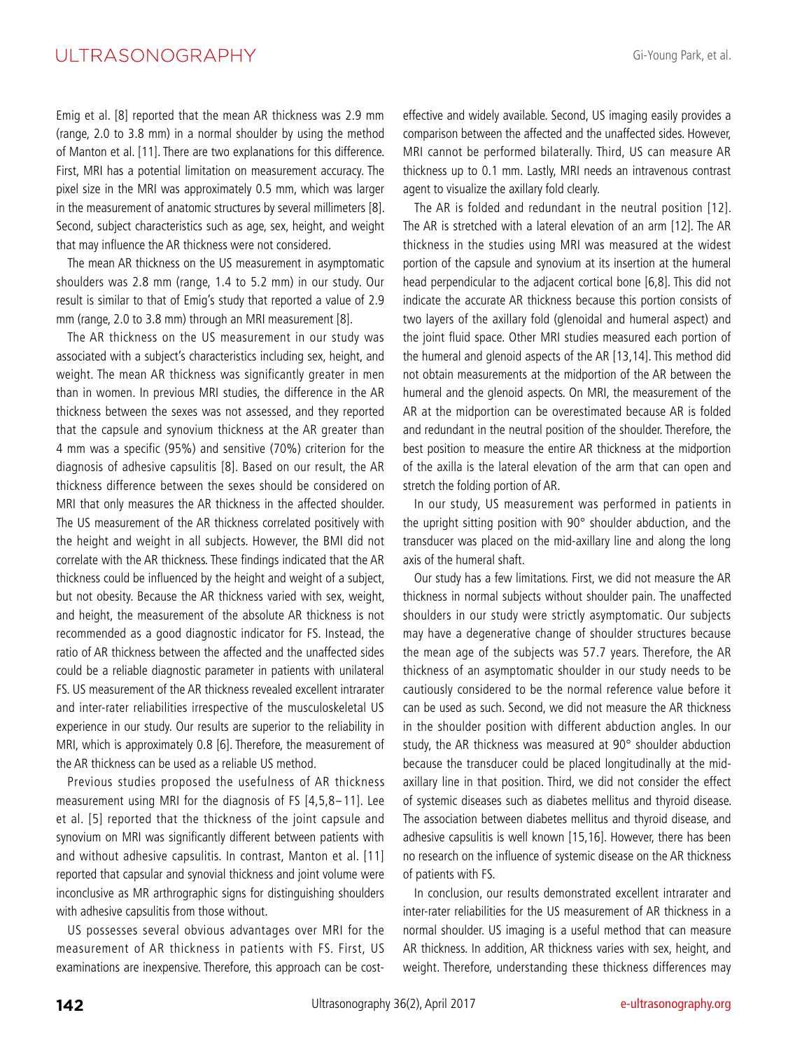Emig et al. [8] reported that the mean AR thickness was 2.9 mm (range, 2.0 to 3.8 mm) in a normal shoulder by using the method of Manton et al. [11]. There are two explanations for this difference. First, MRI has a potential limitation on measurement accuracy. The pixel size in the MRI was approximately 0.5 mm, which was larger in the measurement of anatomic structures by several millimeters [8]. Second, subject characteristics such as age, sex, height, and weight that may influence the AR thickness were not considered.

The mean AR thickness on the US measurement in asymptomatic shoulders was 2.8 mm (range, 1.4 to 5.2 mm) in our study. Our result is similar to that of Emig's study that reported a value of 2.9 mm (range, 2.0 to 3.8 mm) through an MRI measurement [8].

The AR thickness on the US measurement in our study was associated with a subject's characteristics including sex, height, and weight. The mean AR thickness was significantly greater in men than in women. In previous MRI studies, the difference in the AR thickness between the sexes was not assessed, and they reported that the capsule and synovium thickness at the AR greater than 4 mm was a specific (95%) and sensitive (70%) criterion for the diagnosis of adhesive capsulitis [8]. Based on our result, the AR thickness difference between the sexes should be considered on MRI that only measures the AR thickness in the affected shoulder. The US measurement of the AR thickness correlated positively with the height and weight in all subjects. However, the BMI did not correlate with the AR thickness. These findings indicated that the AR thickness could be influenced by the height and weight of a subject, but not obesity. Because the AR thickness varied with sex, weight, and height, the measurement of the absolute AR thickness is not recommended as a good diagnostic indicator for FS. Instead, the ratio of AR thickness between the affected and the unaffected sides could be a reliable diagnostic parameter in patients with unilateral FS. US measurement of the AR thickness revealed excellent intrarater and inter-rater reliabilities irrespective of the musculoskeletal US experience in our study. Our results are superior to the reliability in MRI, which is approximately 0.8 [6]. Therefore, the measurement of the AR thickness can be used as a reliable US method.

Previous studies proposed the usefulness of AR thickness measurement using MRI for the diagnosis of FS [4,5,8–11]. Lee et al. [5] reported that the thickness of the joint capsule and synovium on MRI was significantly different between patients with and without adhesive capsulitis. In contrast, Manton et al. [11] reported that capsular and synovial thickness and joint volume were inconclusive as MR arthrographic signs for distinguishing shoulders with adhesive capsulitis from those without.

US possesses several obvious advantages over MRI for the measurement of AR thickness in patients with FS. First, US examinations are inexpensive. Therefore, this approach can be cost-effective and widely available. Second, US imaging easily provides a comparison between the affected and the unaffected sides. However, MRI cannot be performed bilaterally. Third, US can measure AR thickness up to 0.1 mm. Lastly, MRI needs an intravenous contrast agent to visualize the axillary fold clearly.

The AR is folded and redundant in the neutral position [12]. The AR is stretched with a lateral elevation of an arm [12]. The AR thickness in the studies using MRI was measured at the widest portion of the capsule and synovium at its insertion at the humeral head perpendicular to the adjacent cortical bone [6,8]. This did not indicate the accurate AR thickness because this portion consists of two layers of the axillary fold (glenoidal and humeral aspect) and the joint fluid space. Other MRI studies measured each portion of the humeral and glenoid aspects of the AR [13,14]. This method did not obtain measurements at the midportion of the AR between the humeral and the glenoid aspects. On MRI, the measurement of the AR at the midportion can be overestimated because AR is folded and redundant in the neutral position of the shoulder. Therefore, the best position to measure the entire AR thickness at the midportion of the axilla is the lateral elevation of the arm that can open and stretch the folding portion of AR.

In our study, US measurement was performed in patients in the upright sitting position with 90° shoulder abduction, and the transducer was placed on the mid-axillary line and along the long axis of the humeral shaft.

Our study has a few limitations. First, we did not measure the AR thickness in normal subjects without shoulder pain. The unaffected shoulders in our study were strictly asymptomatic. Our subjects may have a degenerative change of shoulder structures because the mean age of the subjects was 57.7 years. Therefore, the AR thickness of an asymptomatic shoulder in our study needs to be cautiously considered to be the normal reference value before it can be used as such. Second, we did not measure the AR thickness in the shoulder position with different abduction angles. In our study, the AR thickness was measured at 90° shoulder abduction because the transducer could be placed longitudinally at the mid-axillary line in that position. Third, we did not consider the effect of systemic diseases such as diabetes mellitus and thyroid disease. The association between diabetes mellitus and thyroid disease, and adhesive capsulitis is well known [15,16]. However, there has been no research on the influence of systemic disease on the AR thickness of patients with FS.

In conclusion, our results demonstrated excellent intrarater and inter-rater reliabilities for the US measurement of AR thickness in a normal shoulder. US imaging is a useful method that can measure AR thickness. In addition, AR thickness varies with sex, height, and weight. Therefore, understanding these thickness differences may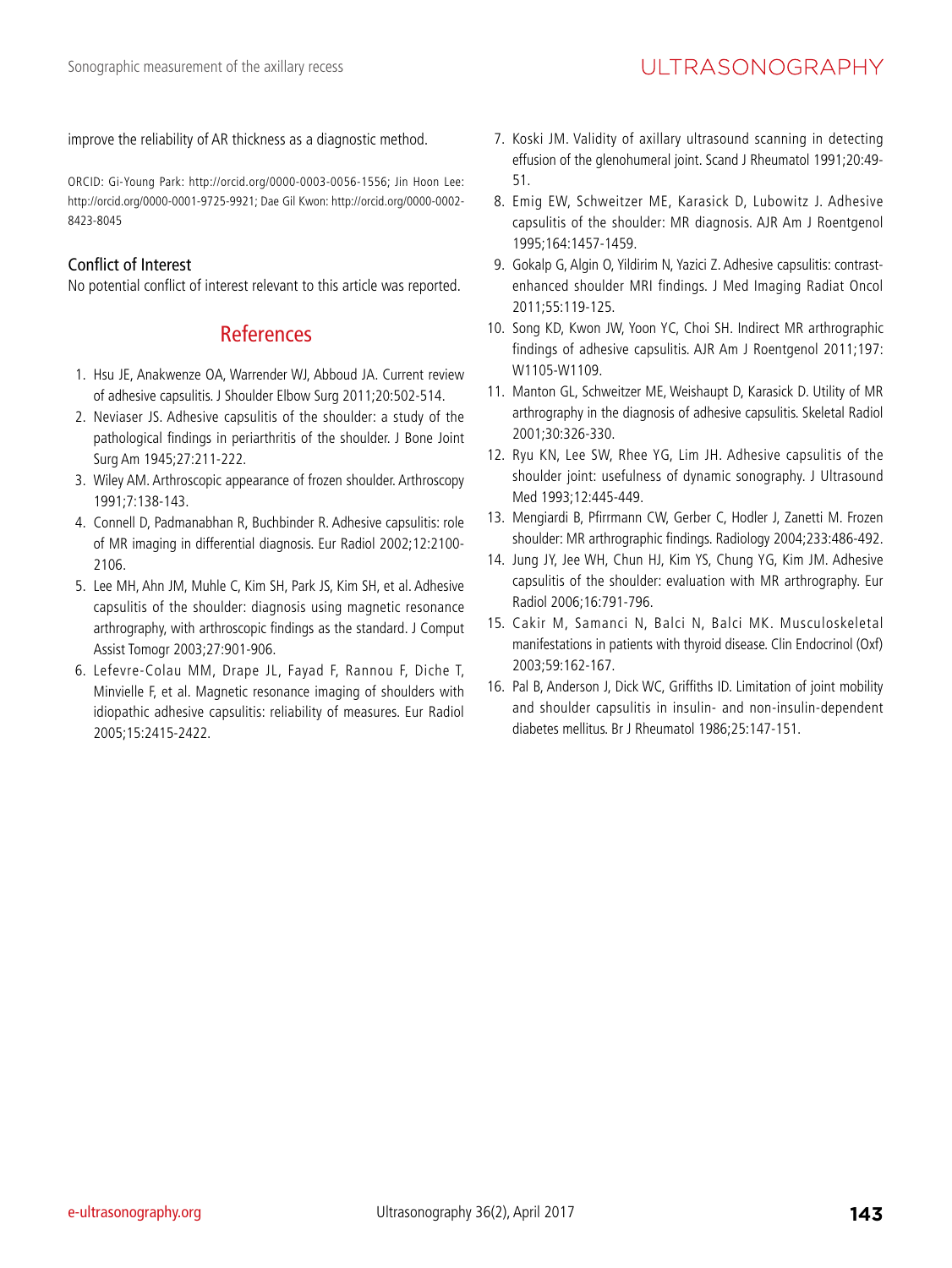improve the reliability of AR thickness as a diagnostic method.

ORCID: Gi-Young Park: http://orcid.org/0000-0003-0056-1556; Jin Hoon Lee: http://orcid.org/0000-0001-9725-9921; Dae Gil Kwon: http://orcid.org/0000-0002-8423-8045

### Conflict of Interest

No potential conflict of interest relevant to this article was reported.

## References

1. Hsu JE, Anakwenze OA, Warrender WJ, Abboud JA. Current review of adhesive capsulitis. J Shoulder Elbow Surg 2011;20:502-514.
2. Neviaser JS. Adhesive capsulitis of the shoulder: a study of the pathological findings in periarthritis of the shoulder. J Bone Joint Surg Am 1945;27:211-222.
3. Wiley AM. Arthroscopic appearance of frozen shoulder. Arthroscopy 1991;7:138-143.
4. Connell D, Padmanabhan R, Buchbinder R. Adhesive capsulitis: role of MR imaging in differential diagnosis. Eur Radiol 2002;12:2100-2106.
5. Lee MH, Ahn JM, Muhle C, Kim SH, Park JS, Kim SH, et al. Adhesive capsulitis of the shoulder: diagnosis using magnetic resonance arthrography, with arthroscopic findings as the standard. J Comput Assist Tomogr 2003;27:901-906.
6. Lefevre-Colau MM, Drape JL, Fayad F, Rannou F, Diche T, Minvielle F, et al. Magnetic resonance imaging of shoulders with idiopathic adhesive capsulitis: reliability of measures. Eur Radiol 2005;15:2415-2422.
7. Koski JM. Validity of axillary ultrasound scanning in detecting effusion of the glenohumeral joint. Scand J Rheumatol 1991;20:49-51.
8. Emig EW, Schweitzer ME, Karasick D, Lubowitz J. Adhesive capsulitis of the shoulder: MR diagnosis. AJR Am J Roentgenol 1995;164:1457-1459.
9. Gokalp G, Algin O, Yildirim N, Yazici Z. Adhesive capsulitis: contrast-enhanced shoulder MRI findings. J Med Imaging Radiat Oncol 2011;55:119-125.
10. Song KD, Kwon JW, Yoon YC, Choi SH. Indirect MR arthrographic findings of adhesive capsulitis. AJR Am J Roentgenol 2011;197:W1105-W1109.
11. Manton GL, Schweitzer ME, Weishaupt D, Karasick D. Utility of MR arthrography in the diagnosis of adhesive capsulitis. Skeletal Radiol 2001;30:326-330.
12. Ryu KN, Lee SW, Rhee YG, Lim JH. Adhesive capsulitis of the shoulder joint: usefulness of dynamic sonography. J Ultrasound Med 1993;12:445-449.
13. Mengiardi B, Pfirrmann CW, Gerber C, Hodler J, Zanetti M. Frozen shoulder: MR arthrographic findings. Radiology 2004;233:486-492.
14. Jung JY, Jee WH, Chun HJ, Kim YS, Chung YG, Kim JM. Adhesive capsulitis of the shoulder: evaluation with MR arthrography. Eur Radiol 2006;16:791-796.
15. Cakir M, Samanci N, Balci N, Balci MK. Musculoskeletal manifestations in patients with thyroid disease. Clin Endocrinol (Oxf) 2003;59:162-167.
16. Pal B, Anderson J, Dick WC, Griffiths ID. Limitation of joint mobility and shoulder capsulitis in insulin- and non-insulin-dependent diabetes mellitus. Br J Rheumatol 1986;25:147-151.